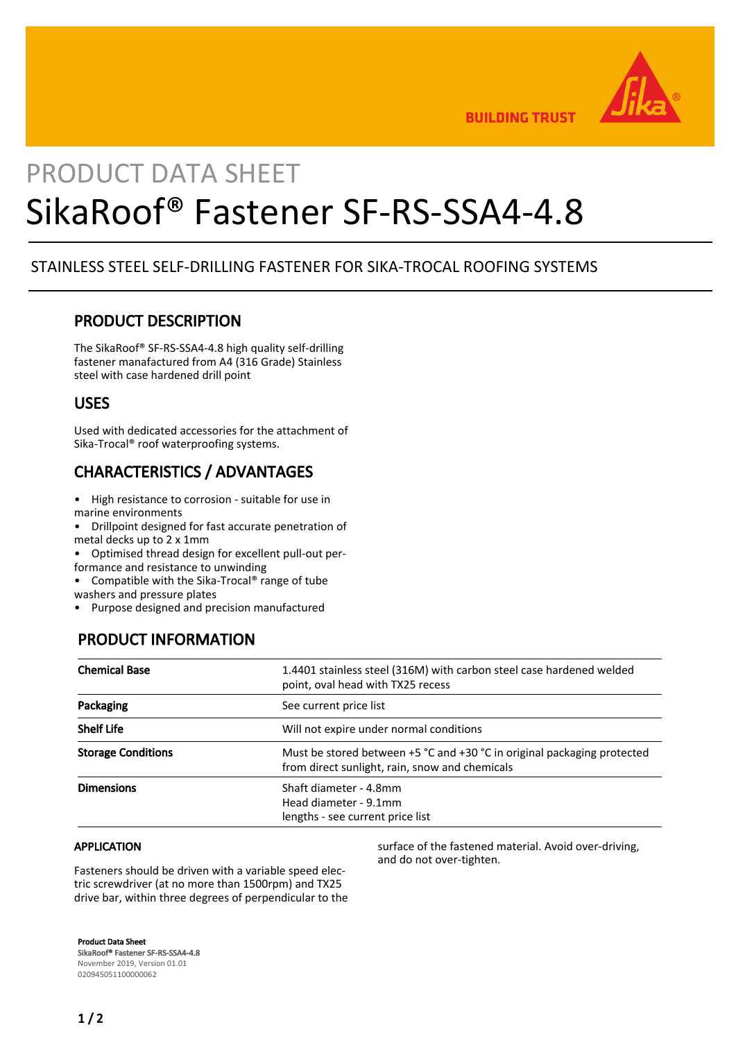# PRODUCT DATA SHEET

# SikaRoof® Fastener SF-RS-SSA4-4.8

STAINLESS STEEL SELF-DRILLING FASTENER FOR SIKA-TROCAL ROOFING SYSTEMS

## PRODUCT DESCRIPTION

The SikaRoof® SF-RS-SSA4-4.8 high quality self-drilling fastener manafactured from A4 (316 Grade) Stainless steel with case hardened drill point

## USES

Used with dedicated accessories for the attachment of Sika-Trocal® roof waterproofing systems.

## CHARACTERISTICS / ADVANTAGES

- High resistance to corrosion - suitable for use in marine environments
- Drillpoint designed for fast accurate penetration of metal decks up to 2 x 1mm
- Optimised thread design for excellent pull-out performance and resistance to unwinding
- Compatible with the Sika-Trocal® range of tube washers and pressure plates
- Purpose designed and precision manufactured

## PRODUCT INFORMATION

| | |
|---|---|
| **Chemical Base** | 1.4401 stainless steel (316M) with carbon steel case hardened welded point, oval head with TX25 recess |
| **Packaging** | See current price list |
| **Shelf Life** | Will not expire under normal conditions |
| **Storage Conditions** | Must be stored between +5 °C and +30 °C in original packaging protected from direct sunlight, rain, snow and chemicals |
| **Dimensions** | Shaft diameter - 4.8mm<br>Head diameter - 9.1mm<br>lengths - see current price list |

### APPLICATION

Fasteners should be driven with a variable speed electric screwdriver (at no more than 1500rpm) and TX25 drive bar, within three degrees of perpendicular to the surface of the fastened material. Avoid over-driving, and do not over-tighten.

**Product Data Sheet**
SikaRoof® Fastener SF-RS-SSA4-4.8
November 2019, Version 01.01
020945051100000062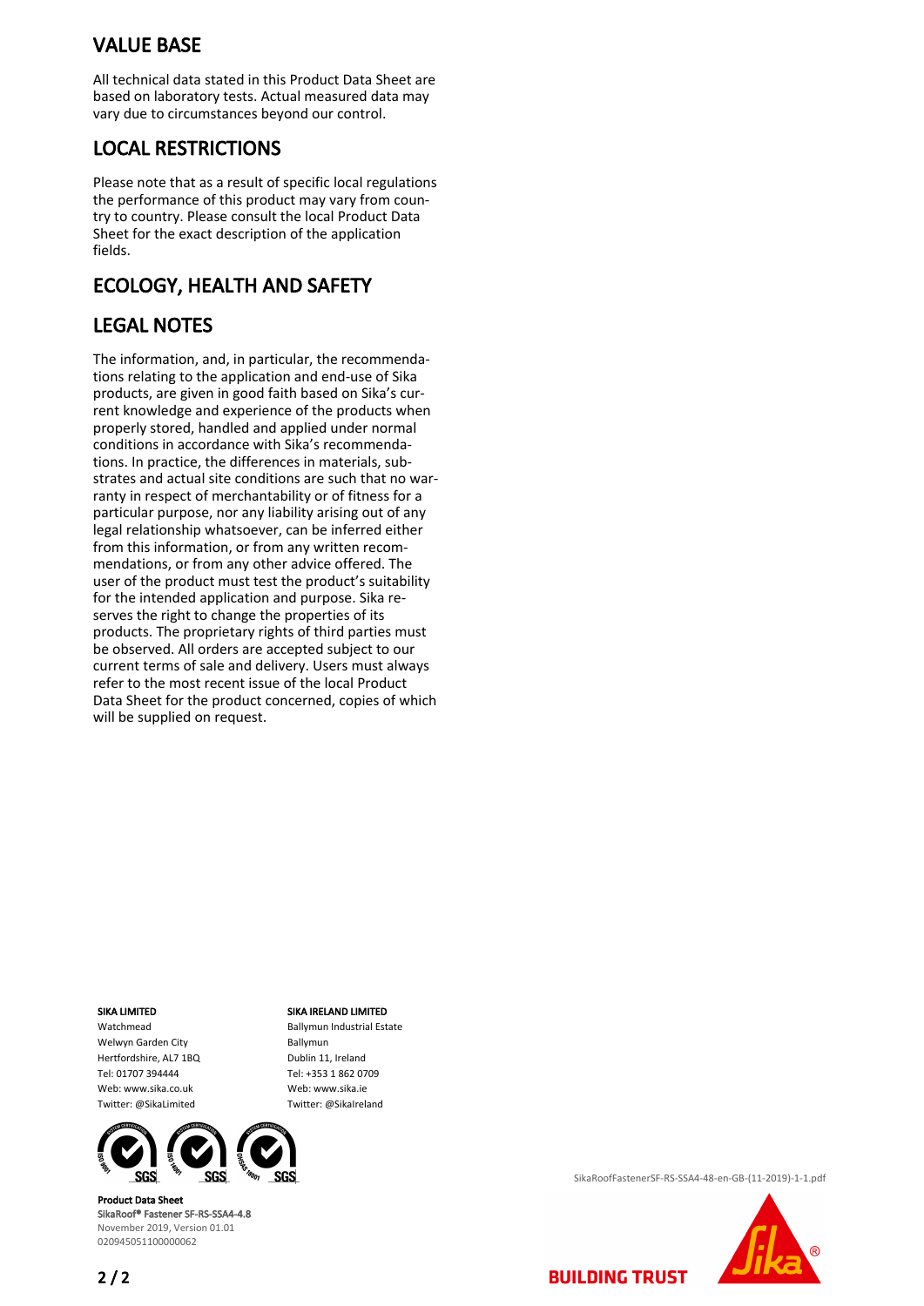## VALUE BASE

All technical data stated in this Product Data Sheet are based on laboratory tests. Actual measured data may vary due to circumstances beyond our control.

## LOCAL RESTRICTIONS

Please note that as a result of specific local regulations the performance of this product may vary from country to country. Please consult the local Product Data Sheet for the exact description of the application fields.

## ECOLOGY, HEALTH AND SAFETY

## LEGAL NOTES

The information, and, in particular, the recommendations relating to the application and end-use of Sika products, are given in good faith based on Sika's current knowledge and experience of the products when properly stored, handled and applied under normal conditions in accordance with Sika's recommendations. In practice, the differences in materials, substrates and actual site conditions are such that no warranty in respect of merchantability or of fitness for a particular purpose, nor any liability arising out of any legal relationship whatsoever, can be inferred either from this information, or from any written recommendations, or from any other advice offered. The user of the product must test the product's suitability for the intended application and purpose. Sika reserves the right to change the properties of its products. The proprietary rights of third parties must be observed. All orders are accepted subject to our current terms of sale and delivery. Users must always refer to the most recent issue of the local Product Data Sheet for the product concerned, copies of which will be supplied on request.

**SIKA LIMITED**
Watchmead
Welwyn Garden City
Hertfordshire, AL7 1BQ
Tel: 01707 394444
Web: www.sika.co.uk
Twitter: @SikaLimited

**SIKA IRELAND LIMITED**
Ballymun Industrial Estate
Ballymun
Dublin 11, Ireland
Tel: +353 1 862 0709
Web: www.sika.ie
Twitter: @SikaIreland

**Product Data Sheet**
**SikaRoof® Fastener SF-RS-SSA4-4.8**
November 2019, Version 01.01
020945051100000062

SikaRoofFastenerSF-RS-SSA4-48-en-GB-(11-2019)-1-1.pdf

**BUILDING TRUST**